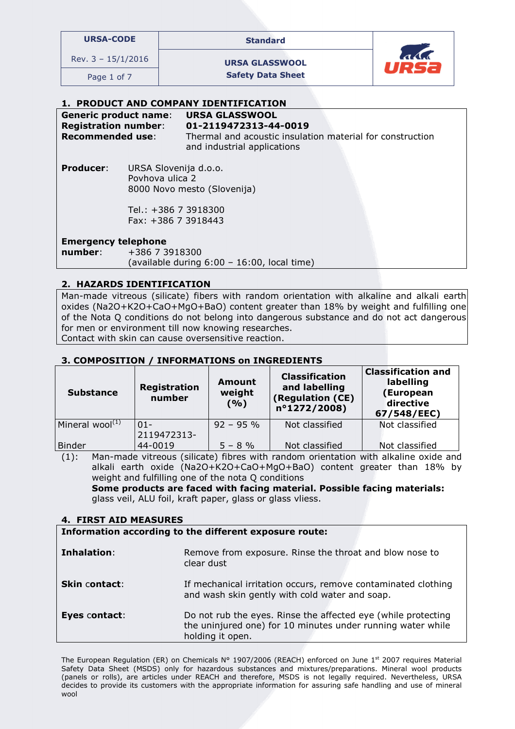## 1. PRODUCT AND COMPANY IDENTIFICATION

**Generic product name**: **URSA GLASSWOOL**
**Registration number**: **01-2119472313-44-0019**
**Recommended use**: Thermal and acoustic insulation material for construction and industrial applications

**Producer**: URSA Slovenija d.o.o.
Povhova ulica 2
8000 Novo mesto (Slovenija)

Tel.: +386 7 3918300
Fax: +386 7 3918443

**Emergency telephone number**: +386 7 3918300
(available during 6:00 – 16:00, local time)

## 2. HAZARDS IDENTIFICATION

Man-made vitreous (silicate) fibers with random orientation with alkaline and alkali earth oxides ($Na_2O$+$K_2O$+CaO+MgO+BaO) content greater than 18% by weight and fulfilling one of the Nota Q conditions do not belong into dangerous substance and do not act dangerous for men or environment till now knowing researches.
Contact with skin can cause oversensitive reaction.

## 3. COMPOSITION / INFORMATIONS on INGREDIENTS

| Substance | Registration number | Amount weight (%) | Classification and labelling (Regulation (CE) n°1272/2008) | Classification and labelling (European directive 67/548/EEC) |
|---|---|---|---|---|
| Mineral wool[1] | 01-2119472313-44-0019 | 92 – 95 % | Not classified | Not classified |
| Binder | | 5 – 8 % | Not classified | Not classified |

(1): Man-made vitreous (silicate) fibres with random orientation with alkaline oxide and alkali earth oxide ($Na_2O$+$K_2O$+CaO+MgO+BaO) content greater than 18% by weight and fulfilling one of the nota Q conditions
**Some products are faced with facing material. Possible facing materials:** glass veil, ALU foil, kraft paper, glass or glass vliess.

## 4. FIRST AID MEASURES

**Information according to the different exposure route:**

**Inhalation**: Remove from exposure. Rinse the throat and blow nose to clear dust

**Skin contact**: If mechanical irritation occurs, remove contaminated clothing and wash skin gently with cold water and soap.

**Eyes contact**: Do not rub the eyes. Rinse the affected eye (while protecting the uninjured one) for 10 minutes under running water while holding it open.

The European Regulation (ER) on Chemicals N° 1907/2006 (REACH) enforced on June 1st 2007 requires Material Safety Data Sheet (MSDS) only for hazardous substances and mixtures/preparations. Mineral wool products (panels or rolls), are articles under REACH and therefore, MSDS is not legally required. Nevertheless, URSA decides to provide its customers with the appropriate information for assuring safe handling and use of mineral wool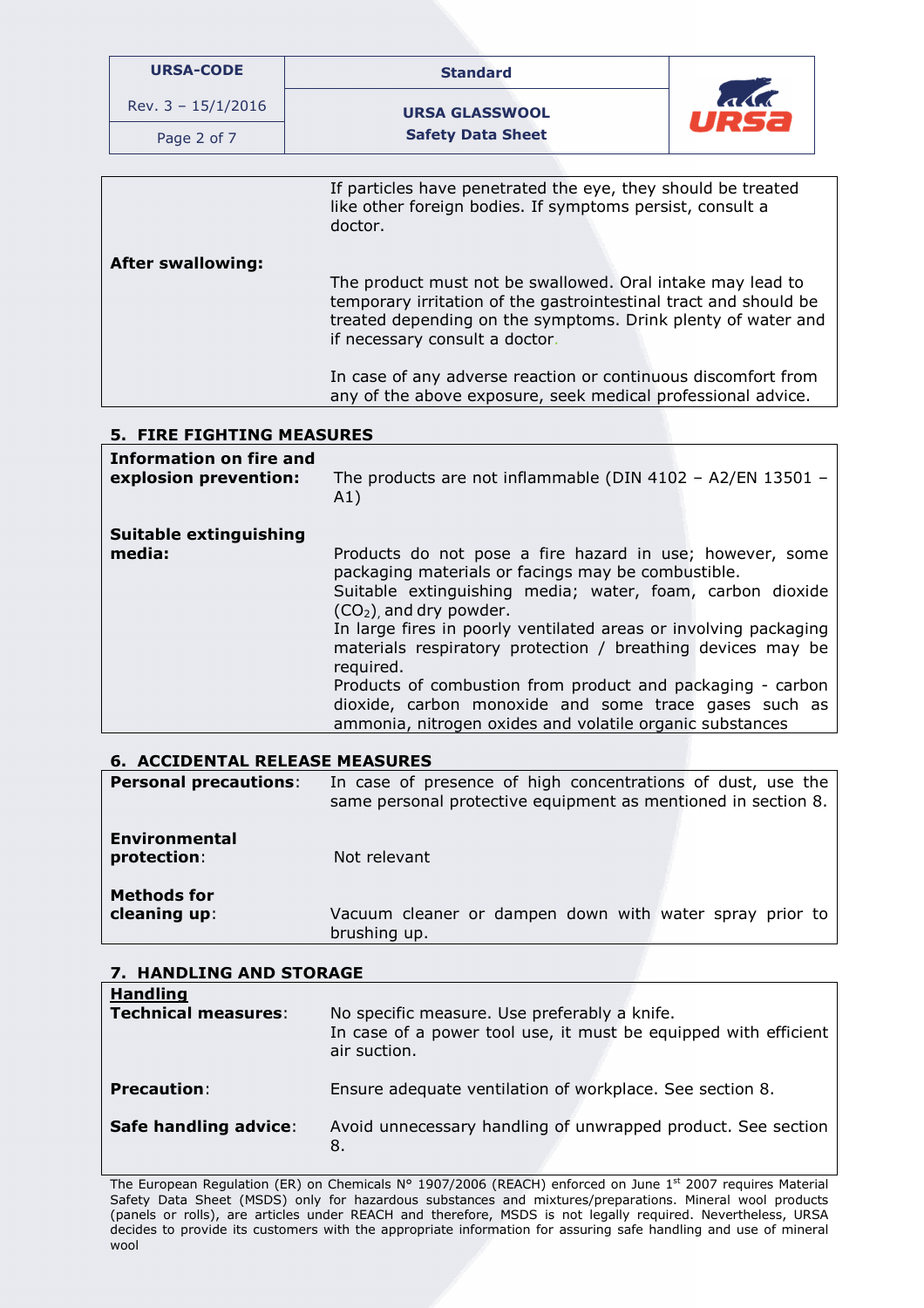| | |
|---|---|
| | If particles have penetrated the eye, they should be treated like other foreign bodies. If symptoms persist, consult a doctor. |
| **After swallowing:** | The product must not be swallowed. Oral intake may lead to temporary irritation of the gastrointestinal tract and should be treated depending on the symptoms. Drink plenty of water and if necessary consult a doctor.<br><br>In case of any adverse reaction or continuous discomfort from any of the above exposure, seek medical professional advice. |

## 5. FIRE FIGHTING MEASURES

| | |
|---|---|
| **Information on fire and explosion prevention:** | The products are not inflammable (DIN 4102 – A2/EN 13501 – A1) |
| **Suitable extinguishing media:** | Products do not pose a fire hazard in use; however, some packaging materials or facings may be combustible.<br>Suitable extinguishing media; water, foam, carbon dioxide ($CO_2$), and dry powder.<br>In large fires in poorly ventilated areas or involving packaging materials respiratory protection / breathing devices may be required.<br>Products of combustion from product and packaging - carbon dioxide, carbon monoxide and some trace gases such as ammonia, nitrogen oxides and volatile organic substances |

## 6. ACCIDENTAL RELEASE MEASURES

| | |
|---|---|
| **Personal precautions**: | In case of presence of high concentrations of dust, use the same personal protective equipment as mentioned in section 8. |
| **Environmental protection**: | Not relevant |
| **Methods for cleaning up**: | Vacuum cleaner or dampen down with water spray prior to brushing up. |

## 7. HANDLING AND STORAGE

| | |
|---|---|
| **Handling** | |
| **Technical measures**: | No specific measure. Use preferably a knife.<br>In case of a power tool use, it must be equipped with efficient air suction. |
| **Precaution**: | Ensure adequate ventilation of workplace. See section 8. |
| **Safe handling advice**: | Avoid unnecessary handling of unwrapped product. See section 8. |

The European Regulation (ER) on Chemicals N° 1907/2006 (REACH) enforced on June 1st 2007 requires Material Safety Data Sheet (MSDS) only for hazardous substances and mixtures/preparations. Mineral wool products (panels or rolls), are articles under REACH and therefore, MSDS is not legally required. Nevertheless, URSA decides to provide its customers with the appropriate information for assuring safe handling and use of mineral wool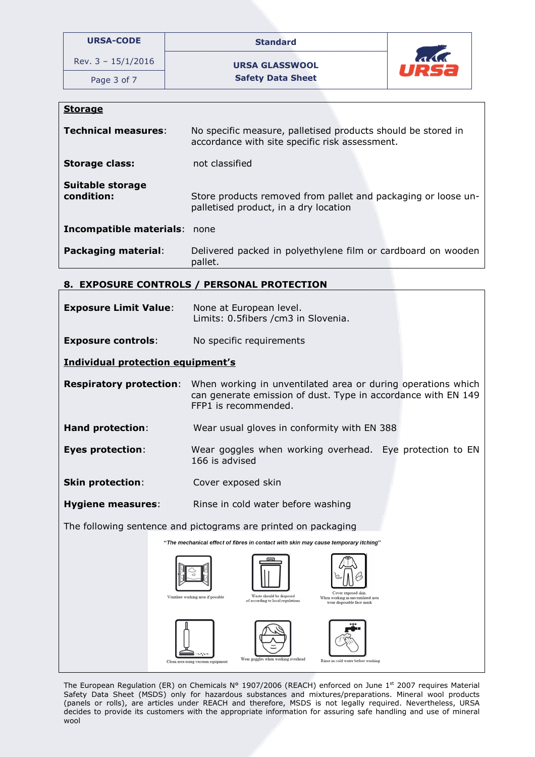## Storage

**Technical measures**: No specific measure, palletised products should be stored in accordance with site specific risk assessment.

**Storage class:** not classified

**Suitable storage condition:** Store products removed from pallet and packaging or loose un-palletised product, in a dry location

**Incompatible materials**: none

**Packaging material**: Delivered packed in polyethylene film or cardboard on wooden pallet.

## 8. EXPOSURE CONTROLS / PERSONAL PROTECTION

**Exposure Limit Value**: None at European level.
Limits: 0.5fibers /cm3 in Slovenia.

**Exposure controls**: No specific requirements

### Individual protection equipment's

**Respiratory protection**: When working in unventilated area or during operations which can generate emission of dust. Type in accordance with EN 149 FFP1 is recommended.

**Hand protection**: Wear usual gloves in conformity with EN 388

**Eyes protection**: Wear goggles when working overhead. Eye protection to EN 166 is advised

**Skin protection**: Cover exposed skin

**Hygiene measures**: Rinse in cold water before washing

The following sentence and pictograms are printed on packaging

*"The mechanical effect of fibres in contact with skin may cause temporary itching"*

Ventilate working area if possible

Waste should be disposed of according to local regulations

Cover exposed skin. When working in unventilated area wear disposable face mask

Clean area using vacuum equipment

Wear goggles when working overhead

Rinse in cold water before washing

The European Regulation (ER) on Chemicals N° 1907/2006 (REACH) enforced on June 1st 2007 requires Material Safety Data Sheet (MSDS) only for hazardous substances and mixtures/preparations. Mineral wool products (panels or rolls), are articles under REACH and therefore, MSDS is not legally required. Nevertheless, URSA decides to provide its customers with the appropriate information for assuring safe handling and use of mineral wool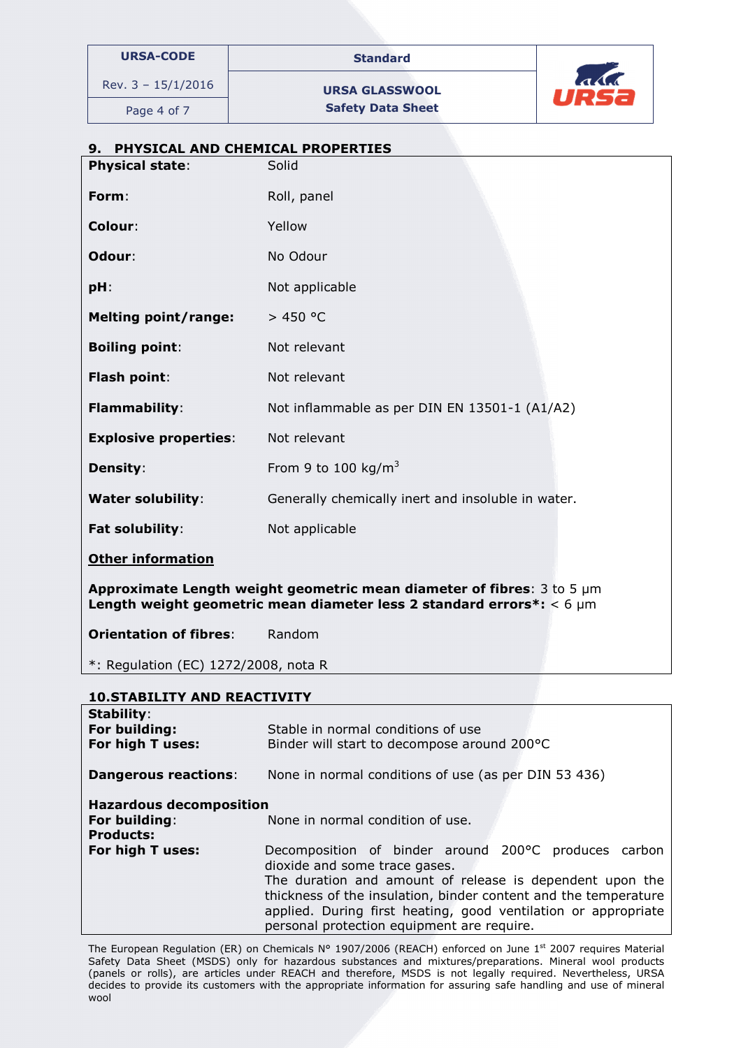## 9. PHYSICAL AND CHEMICAL PROPERTIES

| | |
|---|---|
| **Physical state**: | Solid |
| **Form**: | Roll, panel |
| **Colour**: | Yellow |
| **Odour**: | No Odour |
| **pH**: | Not applicable |
| **Melting point/range:** | > 450 °C |
| **Boiling point**: | Not relevant |
| **Flash point**: | Not relevant |
| **Flammability**: | Not inflammable as per DIN EN 13501-1 (A1/A2) |
| **Explosive properties**: | Not relevant |
| **Density**: | From 9 to 100 kg/$m^3$ |
| **Water solubility**: | Generally chemically inert and insoluble in water. |
| **Fat solubility**: | Not applicable |

**Other information**

**Approximate Length weight geometric mean diameter of fibres**: 3 to 5 µm
**Length weight geometric mean diameter less 2 standard errors*:** < 6 µm

**Orientation of fibres**: Random

*: Regulation (EC) 1272/2008, nota R

## 10. STABILITY AND REACTIVITY

| | |
|---|---|
| **Stability**: | |
| **For building:** | Stable in normal conditions of use |
| **For high T uses:** | Binder will start to decompose around 200°C |
| **Dangerous reactions**: | None in normal conditions of use (as per DIN 53 436) |
| **Hazardous decomposition Products:** | |
| **For building**: | None in normal condition of use. |
| **For high T uses:** | Decomposition of binder around 200°C produces carbon dioxide and some trace gases. The duration and amount of release is dependent upon the thickness of the insulation, binder content and the temperature applied. During first heating, good ventilation or appropriate personal protection equipment are require. |

The European Regulation (ER) on Chemicals N° 1907/2006 (REACH) enforced on June 1st 2007 requires Material Safety Data Sheet (MSDS) only for hazardous substances and mixtures/preparations. Mineral wool products (panels or rolls), are articles under REACH and therefore, MSDS is not legally required. Nevertheless, URSA decides to provide its customers with the appropriate information for assuring safe handling and use of mineral wool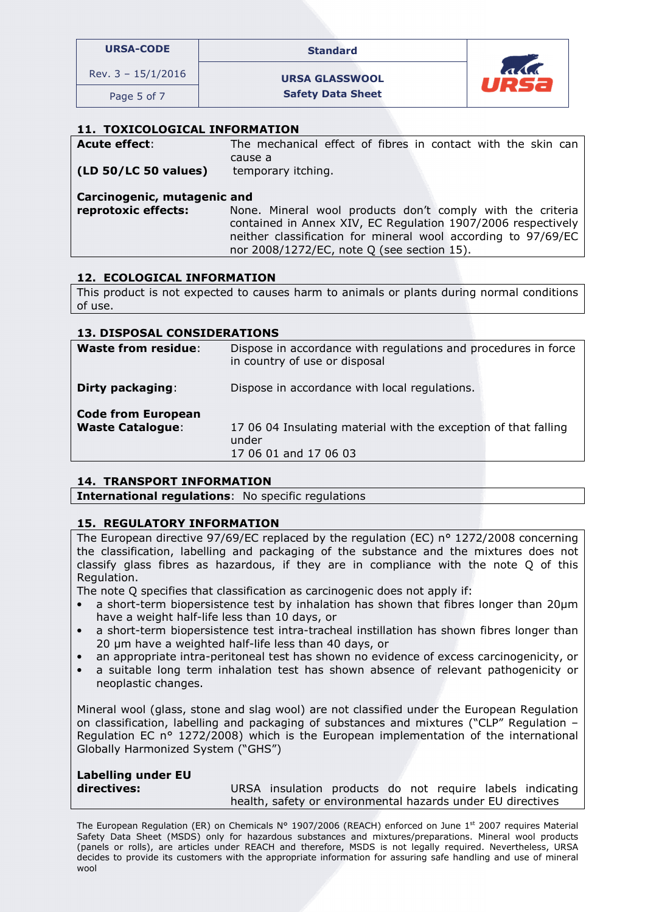## 11. TOXICOLOGICAL INFORMATION

| | |
|---|---|
| **Acute effect**: **(LD 50/LC 50 values)** | The mechanical effect of fibres in contact with the skin can cause a temporary itching. |
| **Carcinogenic, mutagenic and reprotoxic effects:** | None. Mineral wool products don't comply with the criteria contained in Annex XIV, EC Regulation 1907/2006 respectively neither classification for mineral wool according to 97/69/EC nor 2008/1272/EC, note Q (see section 15). |

## 12. ECOLOGICAL INFORMATION

This product is not expected to causes harm to animals or plants during normal conditions of use.

## 13. DISPOSAL CONSIDERATIONS

| | |
|---|---|
| **Waste from residue**: | Dispose in accordance with regulations and procedures in force in country of use or disposal |
| **Dirty packaging**: | Dispose in accordance with local regulations. |
| **Code from European Waste Catalogue**: | 17 06 04 Insulating material with the exception of that falling under 17 06 01 and 17 06 03 |

## 14. TRANSPORT INFORMATION

**International regulations**: No specific regulations

## 15. REGULATORY INFORMATION

The European directive 97/69/EC replaced by the regulation (EC) n° 1272/2008 concerning the classification, labelling and packaging of the substance and the mixtures does not classify glass fibres as hazardous, if they are in compliance with the note Q of this Regulation.

The note Q specifies that classification as carcinogenic does not apply if:

- a short-term biopersistence test by inhalation has shown that fibres longer than 20µm have a weight half-life less than 10 days, or
- a short-term biopersistence test intra-tracheal instillation has shown fibres longer than 20 µm have a weighted half-life less than 40 days, or
- an appropriate intra-peritoneal test has shown no evidence of excess carcinogenicity, or
- a suitable long term inhalation test has shown absence of relevant pathogenicity or neoplastic changes.

Mineral wool (glass, stone and slag wool) are not classified under the European Regulation on classification, labelling and packaging of substances and mixtures ("CLP" Regulation – Regulation EC n° 1272/2008) which is the European implementation of the international Globally Harmonized System ("GHS")

| | |
|---|---|
| **Labelling under EU directives:** | URSA insulation products do not require labels indicating health, safety or environmental hazards under EU directives |

The European Regulation (ER) on Chemicals N° 1907/2006 (REACH) enforced on June 1st 2007 requires Material Safety Data Sheet (MSDS) only for hazardous substances and mixtures/preparations. Mineral wool products (panels or rolls), are articles under REACH and therefore, MSDS is not legally required. Nevertheless, URSA decides to provide its customers with the appropriate information for assuring safe handling and use of mineral wool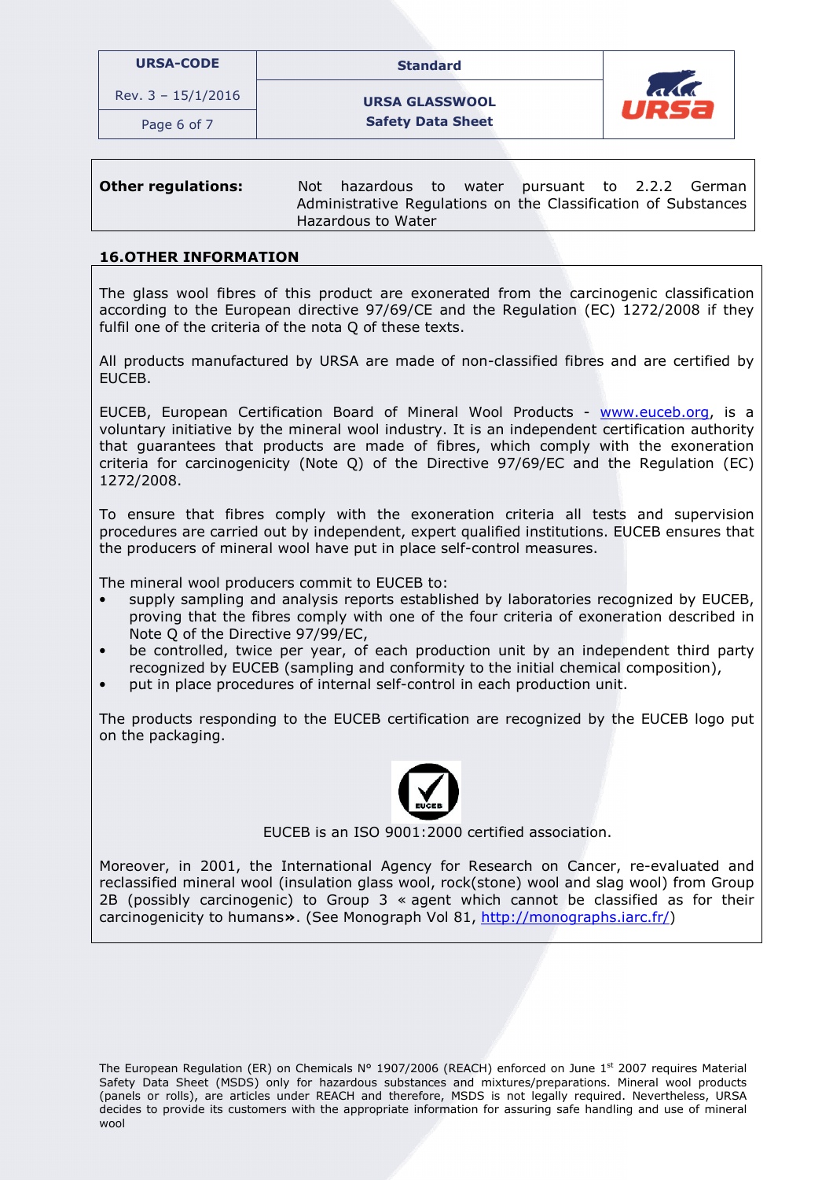| **Other regulations:** | Not hazardous to water pursuant to 2.2.2 German Administrative Regulations on the Classification of Substances Hazardous to Water |
|---|---|

## 16.OTHER INFORMATION

The glass wool fibres of this product are exonerated from the carcinogenic classification according to the European directive 97/69/CE and the Regulation (EC) 1272/2008 if they fulfil one of the criteria of the nota Q of these texts.

All products manufactured by URSA are made of non-classified fibres and are certified by EUCEB.

EUCEB, European Certification Board of Mineral Wool Products - www.euceb.org, is a voluntary initiative by the mineral wool industry. It is an independent certification authority that guarantees that products are made of fibres, which comply with the exoneration criteria for carcinogenicity (Note Q) of the Directive 97/69/EC and the Regulation (EC) 1272/2008.

To ensure that fibres comply with the exoneration criteria all tests and supervision procedures are carried out by independent, expert qualified institutions. EUCEB ensures that the producers of mineral wool have put in place self-control measures.

The mineral wool producers commit to EUCEB to:

- supply sampling and analysis reports established by laboratories recognized by EUCEB, proving that the fibres comply with one of the four criteria of exoneration described in Note Q of the Directive 97/99/EC,
- be controlled, twice per year, of each production unit by an independent third party recognized by EUCEB (sampling and conformity to the initial chemical composition),
- put in place procedures of internal self-control in each production unit.

The products responding to the EUCEB certification are recognized by the EUCEB logo put on the packaging.

EUCEB is an ISO 9001:2000 certified association.

Moreover, in 2001, the International Agency for Research on Cancer, re-evaluated and reclassified mineral wool (insulation glass wool, rock(stone) wool and slag wool) from Group 2B (possibly carcinogenic) to Group 3 « agent which cannot be classified as for their carcinogenicity to humans». (See Monograph Vol 81, http://monographs.iarc.fr/)

The European Regulation (ER) on Chemicals N° 1907/2006 (REACH) enforced on June 1st 2007 requires Material Safety Data Sheet (MSDS) only for hazardous substances and mixtures/preparations. Mineral wool products (panels or rolls), are articles under REACH and therefore, MSDS is not legally required. Nevertheless, URSA decides to provide its customers with the appropriate information for assuring safe handling and use of mineral wool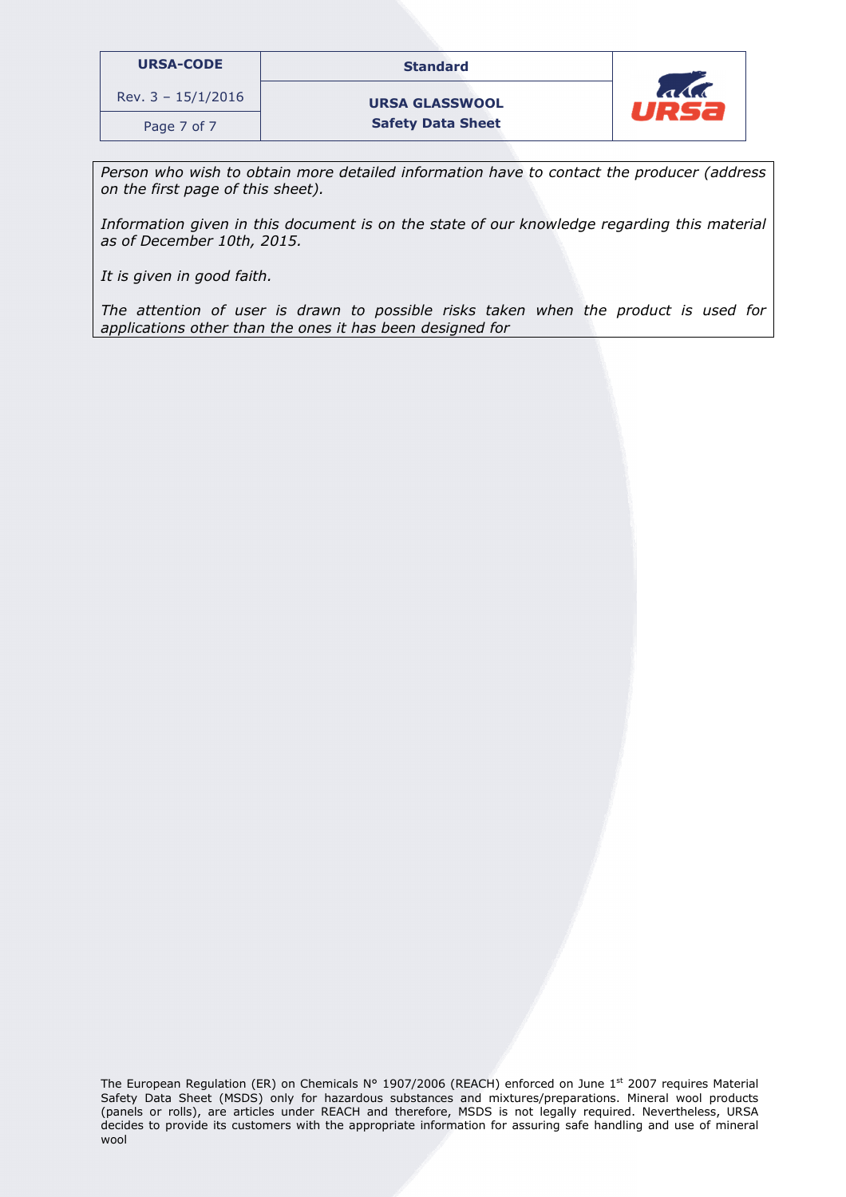*Person who wish to obtain more detailed information have to contact the producer (address on the first page of this sheet).*

*Information given in this document is on the state of our knowledge regarding this material as of December 10th, 2015.*

*It is given in good faith.*

*The attention of user is drawn to possible risks taken when the product is used for applications other than the ones it has been designed for*

The European Regulation (ER) on Chemicals N° 1907/2006 (REACH) enforced on June 1st 2007 requires Material Safety Data Sheet (MSDS) only for hazardous substances and mixtures/preparations. Mineral wool products (panels or rolls), are articles under REACH and therefore, MSDS is not legally required. Nevertheless, URSA decides to provide its customers with the appropriate information for assuring safe handling and use of mineral wool